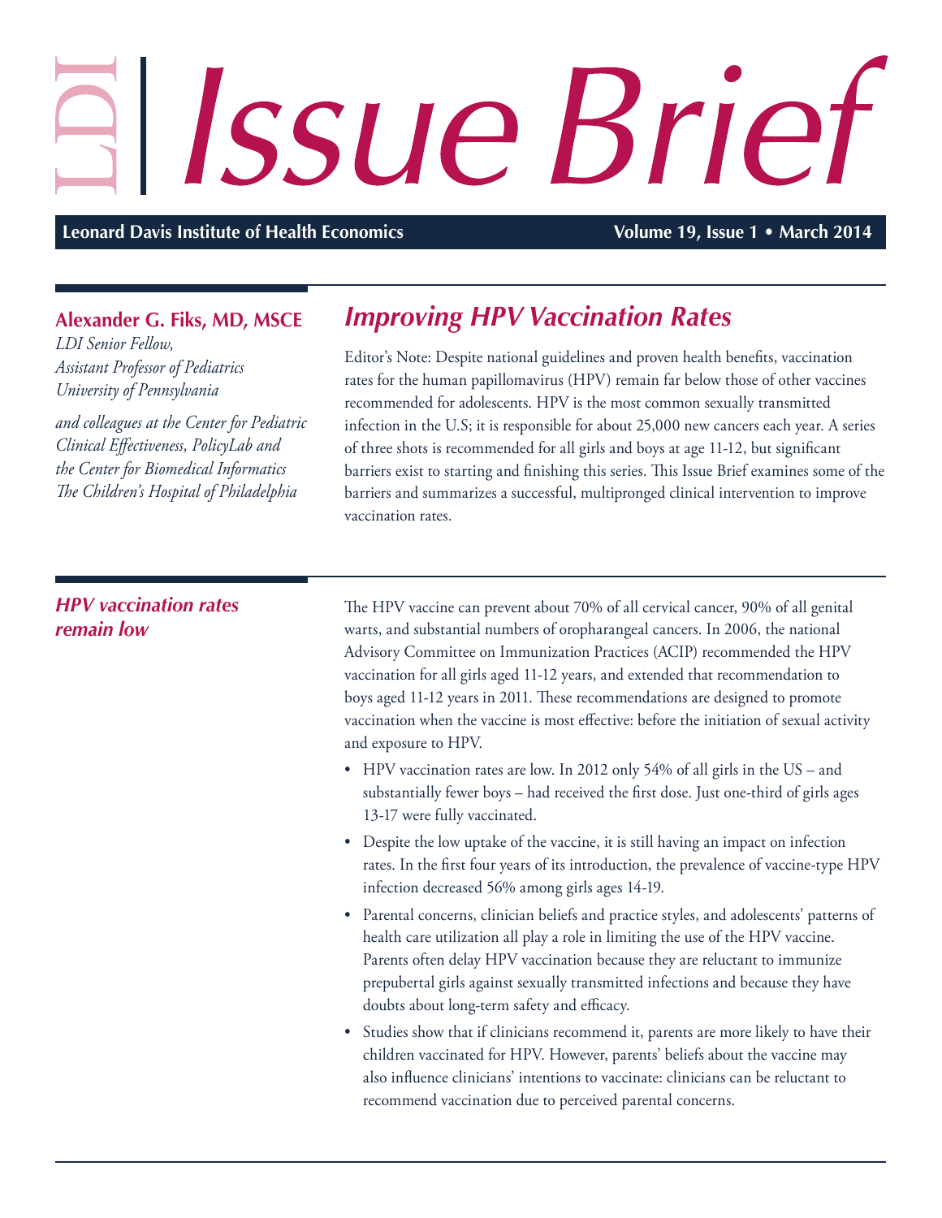# LDI Issue Brief

**Leonard Davis Institute of Health Economics** — **Volume 19, Issue 1 • March 2014**

**Alexander G. Fiks, MD, MSCE**
*LDI Senior Fellow,*
*Assistant Professor of Pediatrics*
*University of Pennsylvania*

*and colleagues at the Center for Pediatric Clinical Effectiveness, PolicyLab and the Center for Biomedical Informatics The Children's Hospital of Philadelphia*

## *Improving HPV Vaccination Rates*

Editor's Note: Despite national guidelines and proven health benefits, vaccination rates for the human papillomavirus (HPV) remain far below those of other vaccines recommended for adolescents. HPV is the most common sexually transmitted infection in the U.S; it is responsible for about 25,000 new cancers each year. A series of three shots is recommended for all girls and boys at age 11-12, but significant barriers exist to starting and finishing this series. This Issue Brief examines some of the barriers and summarizes a successful, multipronged clinical intervention to improve vaccination rates.

### *HPV vaccination rates remain low*

The HPV vaccine can prevent about 70% of all cervical cancer, 90% of all genital warts, and substantial numbers of oropharangeal cancers. In 2006, the national Advisory Committee on Immunization Practices (ACIP) recommended the HPV vaccination for all girls aged 11-12 years, and extended that recommendation to boys aged 11-12 years in 2011. These recommendations are designed to promote vaccination when the vaccine is most effective: before the initiation of sexual activity and exposure to HPV.

- HPV vaccination rates are low. In 2012 only 54% of all girls in the US – and substantially fewer boys – had received the first dose. Just one-third of girls ages 13-17 were fully vaccinated.
- Despite the low uptake of the vaccine, it is still having an impact on infection rates. In the first four years of its introduction, the prevalence of vaccine-type HPV infection decreased 56% among girls ages 14-19.
- Parental concerns, clinician beliefs and practice styles, and adolescents' patterns of health care utilization all play a role in limiting the use of the HPV vaccine. Parents often delay HPV vaccination because they are reluctant to immunize prepubertal girls against sexually transmitted infections and because they have doubts about long-term safety and efficacy.
- Studies show that if clinicians recommend it, parents are more likely to have their children vaccinated for HPV. However, parents' beliefs about the vaccine may also influence clinicians' intentions to vaccinate: clinicians can be reluctant to recommend vaccination due to perceived parental concerns.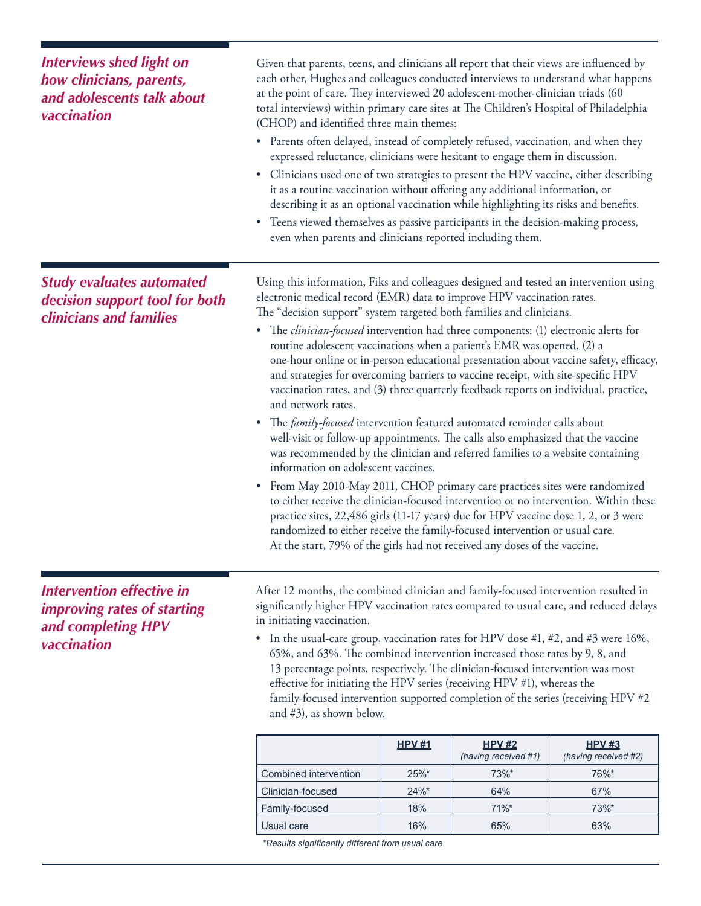## *Interviews shed light on how clinicians, parents, and adolescents talk about vaccination*

Given that parents, teens, and clinicians all report that their views are influenced by each other, Hughes and colleagues conducted interviews to understand what happens at the point of care. They interviewed 20 adolescent-mother-clinician triads (60 total interviews) within primary care sites at The Children's Hospital of Philadelphia (CHOP) and identified three main themes:

- Parents often delayed, instead of completely refused, vaccination, and when they expressed reluctance, clinicians were hesitant to engage them in discussion.
- Clinicians used one of two strategies to present the HPV vaccine, either describing it as a routine vaccination without offering any additional information, or describing it as an optional vaccination while highlighting its risks and benefits.
- Teens viewed themselves as passive participants in the decision-making process, even when parents and clinicians reported including them.

## *Study evaluates automated decision support tool for both clinicians and families*

Using this information, Fiks and colleagues designed and tested an intervention using electronic medical record (EMR) data to improve HPV vaccination rates. The "decision support" system targeted both families and clinicians.

- The *clinician-focused* intervention had three components: (1) electronic alerts for routine adolescent vaccinations when a patient's EMR was opened, (2) a one-hour online or in-person educational presentation about vaccine safety, efficacy, and strategies for overcoming barriers to vaccine receipt, with site-specific HPV vaccination rates, and (3) three quarterly feedback reports on individual, practice, and network rates.
- The *family-focused* intervention featured automated reminder calls about well-visit or follow-up appointments. The calls also emphasized that the vaccine was recommended by the clinician and referred families to a website containing information on adolescent vaccines.
- From May 2010-May 2011, CHOP primary care practices sites were randomized to either receive the clinician-focused intervention or no intervention. Within these practice sites, 22,486 girls (11-17 years) due for HPV vaccine dose 1, 2, or 3 were randomized to either receive the family-focused intervention or usual care. At the start, 79% of the girls had not received any doses of the vaccine.

## *Intervention effective in improving rates of starting and completing HPV vaccination*

After 12 months, the combined clinician and family-focused intervention resulted in significantly higher HPV vaccination rates compared to usual care, and reduced delays in initiating vaccination.

- In the usual-care group, vaccination rates for HPV dose #1, #2, and #3 were 16%, 65%, and 63%. The combined intervention increased those rates by 9, 8, and 13 percentage points, respectively. The clinician-focused intervention was most effective for initiating the HPV series (receiving HPV #1), whereas the family-focused intervention supported completion of the series (receiving HPV #2 and #3), as shown below.

| | HPV #1 | HPV #2 *(having received #1)* | HPV #3 *(having received #2)* |
|---|---|---|---|
| Combined intervention | 25%* | 73%* | 76%* |
| Clinician-focused | 24%* | 64% | 67% |
| Family-focused | 18% | 71%* | 73%* |
| Usual care | 16% | 65% | 63% |

*\*Results significantly different from usual care*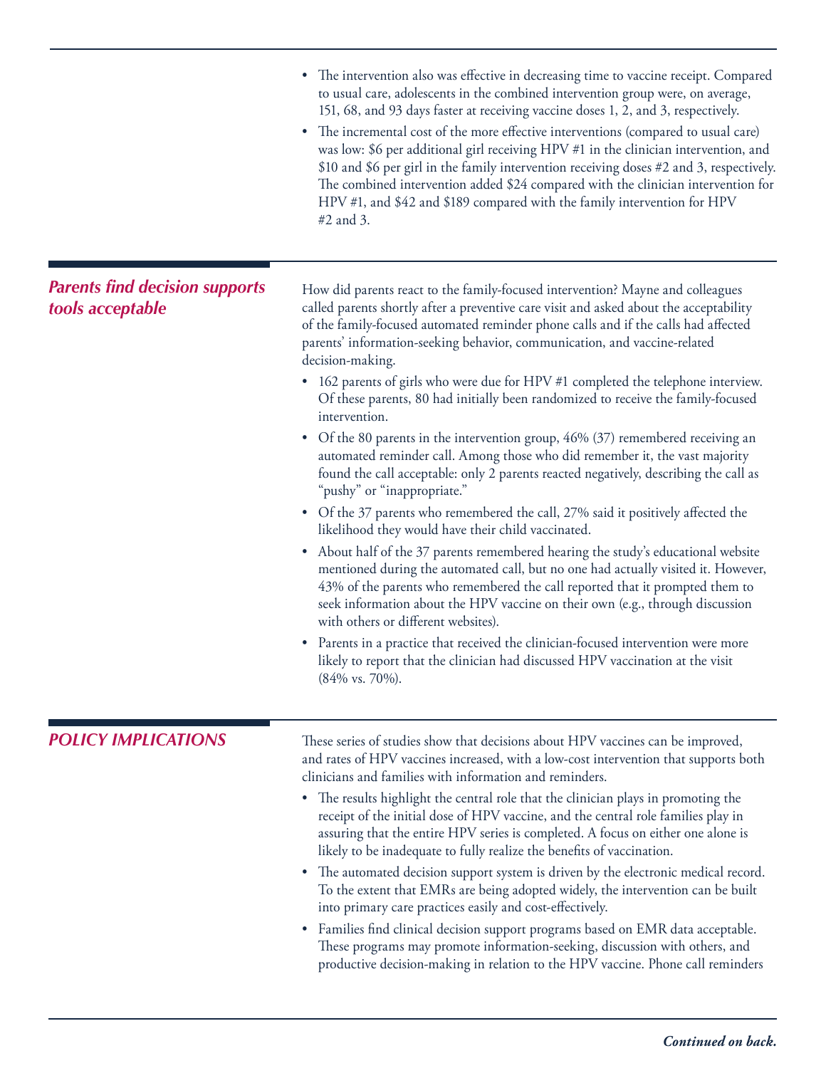- The intervention also was effective in decreasing time to vaccine receipt. Compared to usual care, adolescents in the combined intervention group were, on average, 151, 68, and 93 days faster at receiving vaccine doses 1, 2, and 3, respectively.
- The incremental cost of the more effective interventions (compared to usual care) was low: $6 per additional girl receiving HPV #1 in the clinician intervention, and $10 and $6 per girl in the family intervention receiving doses #2 and 3, respectively. The combined intervention added $24 compared with the clinician intervention for HPV #1, and $42 and $189 compared with the family intervention for HPV #2 and 3.

## *Parents find decision supports tools acceptable*

How did parents react to the family-focused intervention? Mayne and colleagues called parents shortly after a preventive care visit and asked about the acceptability of the family-focused automated reminder phone calls and if the calls had affected parents' information-seeking behavior, communication, and vaccine-related decision-making.

- 162 parents of girls who were due for HPV #1 completed the telephone interview. Of these parents, 80 had initially been randomized to receive the family-focused intervention.
- Of the 80 parents in the intervention group, 46% (37) remembered receiving an automated reminder call. Among those who did remember it, the vast majority found the call acceptable: only 2 parents reacted negatively, describing the call as "pushy" or "inappropriate."
- Of the 37 parents who remembered the call, 27% said it positively affected the likelihood they would have their child vaccinated.
- About half of the 37 parents remembered hearing the study's educational website mentioned during the automated call, but no one had actually visited it. However, 43% of the parents who remembered the call reported that it prompted them to seek information about the HPV vaccine on their own (e.g., through discussion with others or different websites).
- Parents in a practice that received the clinician-focused intervention were more likely to report that the clinician had discussed HPV vaccination at the visit (84% vs. 70%).

## *POLICY IMPLICATIONS*

These series of studies show that decisions about HPV vaccines can be improved, and rates of HPV vaccines increased, with a low-cost intervention that supports both clinicians and families with information and reminders.

- The results highlight the central role that the clinician plays in promoting the receipt of the initial dose of HPV vaccine, and the central role families play in assuring that the entire HPV series is completed. A focus on either one alone is likely to be inadequate to fully realize the benefits of vaccination.
- The automated decision support system is driven by the electronic medical record. To the extent that EMRs are being adopted widely, the intervention can be built into primary care practices easily and cost-effectively.
- Families find clinical decision support programs based on EMR data acceptable. These programs may promote information-seeking, discussion with others, and productive decision-making in relation to the HPV vaccine. Phone call reminders

***Continued on back.***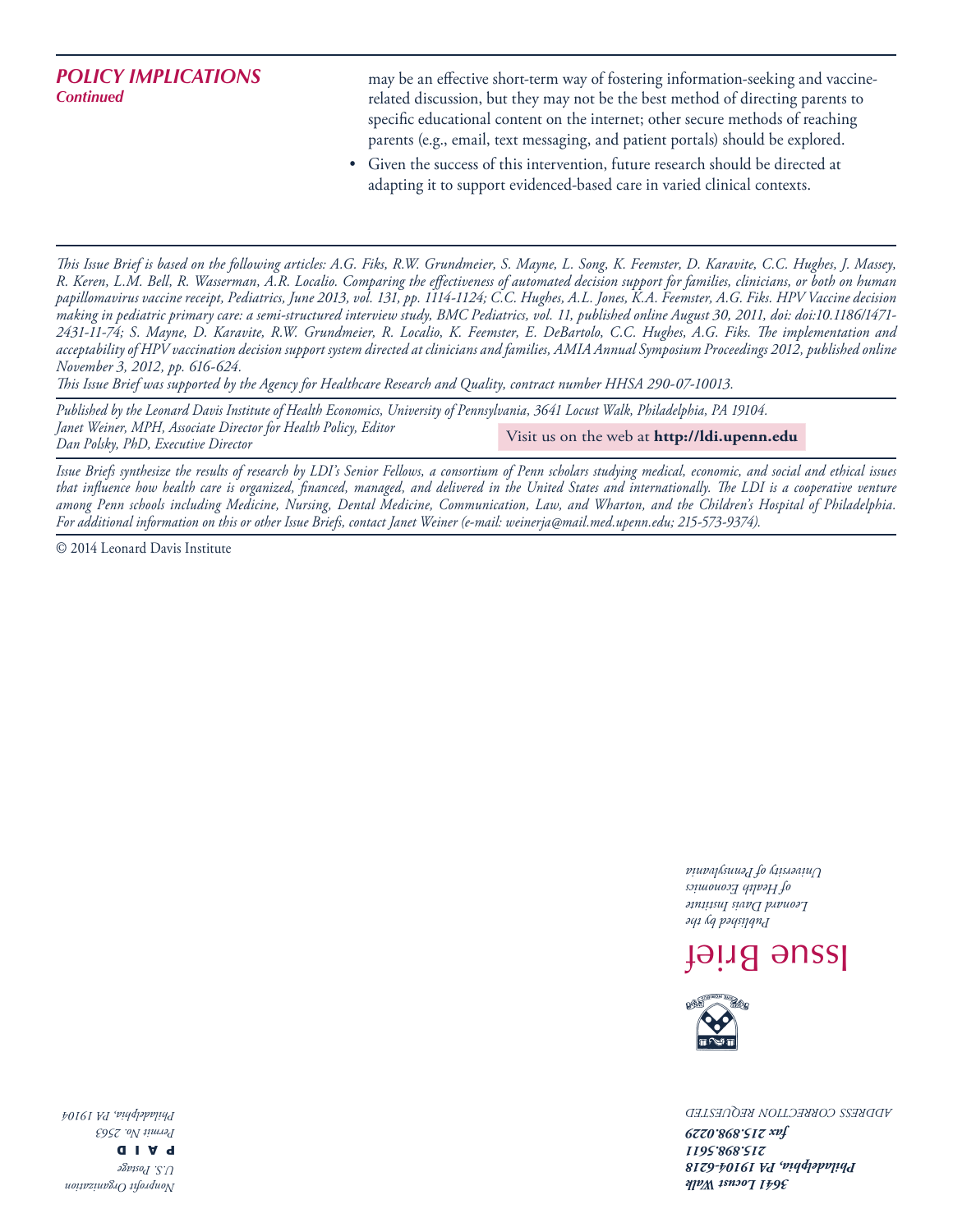## POLICY IMPLICATIONS
*Continued*

may be an effective short-term way of fostering information-seeking and vaccine-related discussion, but they may not be the best method of directing parents to specific educational content on the internet; other secure methods of reaching parents (e.g., email, text messaging, and patient portals) should be explored.

- Given the success of this intervention, future research should be directed at adapting it to support evidenced-based care in varied clinical contexts.

*This Issue Brief is based on the following articles: A.G. Fiks, R.W. Grundmeier, S. Mayne, L. Song, K. Feemster, D. Karavite, C.C. Hughes, J. Massey, R. Keren, L.M. Bell, R. Wasserman, A.R. Localio. Comparing the effectiveness of automated decision support for families, clinicians, or both on human papillomavirus vaccine receipt, Pediatrics, June 2013, vol. 131, pp. 1114-1124; C.C. Hughes, A.L. Jones, K.A. Feemster, A.G. Fiks. HPV Vaccine decision making in pediatric primary care: a semi-structured interview study, BMC Pediatrics, vol. 11, published online August 30, 2011, doi: doi:10.1186/1471-2431-11-74; S. Mayne, D. Karavite, R.W. Grundmeier, R. Localio, K. Feemster, E. DeBartolo, C.C. Hughes, A.G. Fiks. The implementation and acceptability of HPV vaccination decision support system directed at clinicians and families, AMIA Annual Symposium Proceedings 2012, published online November 3, 2012, pp. 616-624.*

*This Issue Brief was supported by the Agency for Healthcare Research and Quality, contract number HHSA 290-07-10013.*

*Published by the Leonard Davis Institute of Health Economics, University of Pennsylvania, 3641 Locust Walk, Philadelphia, PA 19104.*
*Janet Weiner, MPH, Associate Director for Health Policy, Editor*
*Dan Polsky, PhD, Executive Director*

Visit us on the web at **http://ldi.upenn.edu**

*Issue Briefs synthesize the results of research by LDI's Senior Fellows, a consortium of Penn scholars studying medical, economic, and social and ethical issues that influence how health care is organized, financed, managed, and delivered in the United States and internationally. The LDI is a cooperative venture among Penn schools including Medicine, Nursing, Dental Medicine, Communication, Law, and Wharton, and the Children's Hospital of Philadelphia. For additional information on this or other Issue Briefs, contact Janet Weiner (e-mail: weinerja@mail.med.upenn.edu; 215-573-9374).*

© 2014 Leonard Davis Institute

Issue Brief

*Published by the*
*Leonard Davis Institute*
*of Health Economics*
*University of Pennsylvania*

***3641 Locust Walk***
***Philadelphia, PA 19104-6218***
***215.898.5611***
***fax 215.898.0229***

*ADDRESS CORRECTION REQUESTED*

*Nonprofit Organization*
*U.S. Postage*
**P A I D**
*Permit No. 2563*
*Philadelphia, PA 19104*